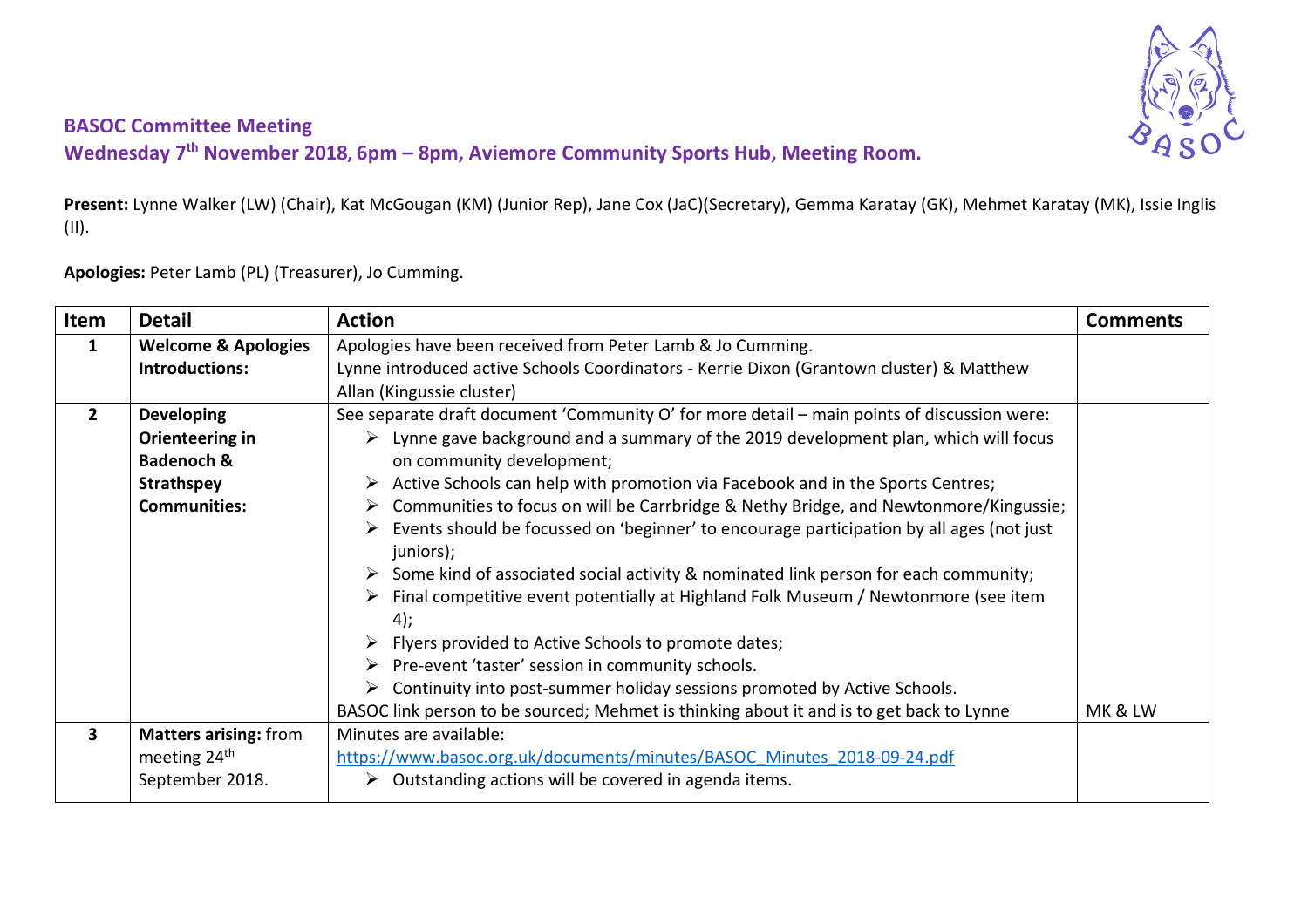# BASOC Committee Meeting

## Wednesday 7th November 2018, 6pm – 8pm, Aviemore Community Sports Hub, Meeting Room.

**Present:** Lynne Walker (LW) (Chair), Kat McGougan (KM) (Junior Rep), Jane Cox (JaC)(Secretary), Gemma Karatay (GK), Mehmet Karatay (MK), Issie Inglis (II).

**Apologies:** Peter Lamb (PL) (Treasurer), Jo Cumming.

| Item | Detail | Action | Comments |
|---|---|---|---|
| 1 | **Welcome & Apologies Introductions:** | Apologies have been received from Peter Lamb & Jo Cumming.<br>Lynne introduced active Schools Coordinators - Kerrie Dixon (Grantown cluster) & Matthew Allan (Kingussie cluster) | |
| 2 | **Developing Orienteering in Badenoch & Strathspey Communities:** | See separate draft document 'Community O' for more detail – main points of discussion were:<br>➢ Lynne gave background and a summary of the 2019 development plan, which will focus on community development;<br>➢ Active Schools can help with promotion via Facebook and in the Sports Centres;<br>➢ Communities to focus on will be Carrbridge & Nethy Bridge, and Newtonmore/Kingussie;<br>➢ Events should be focussed on 'beginner' to encourage participation by all ages (not just juniors);<br>➢ Some kind of associated social activity & nominated link person for each community;<br>➢ Final competitive event potentially at Highland Folk Museum / Newtonmore (see item 4);<br>➢ Flyers provided to Active Schools to promote dates;<br>➢ Pre-event 'taster' session in community schools.<br>➢ Continuity into post-summer holiday sessions promoted by Active Schools.<br>BASOC link person to be sourced; Mehmet is thinking about it and is to get back to Lynne | MK & LW |
| 3 | **Matters arising:** from meeting 24th September 2018. | Minutes are available:<br>https://www.basoc.org.uk/documents/minutes/BASOC_Minutes_2018-09-24.pdf<br>➢ Outstanding actions will be covered in agenda items. | |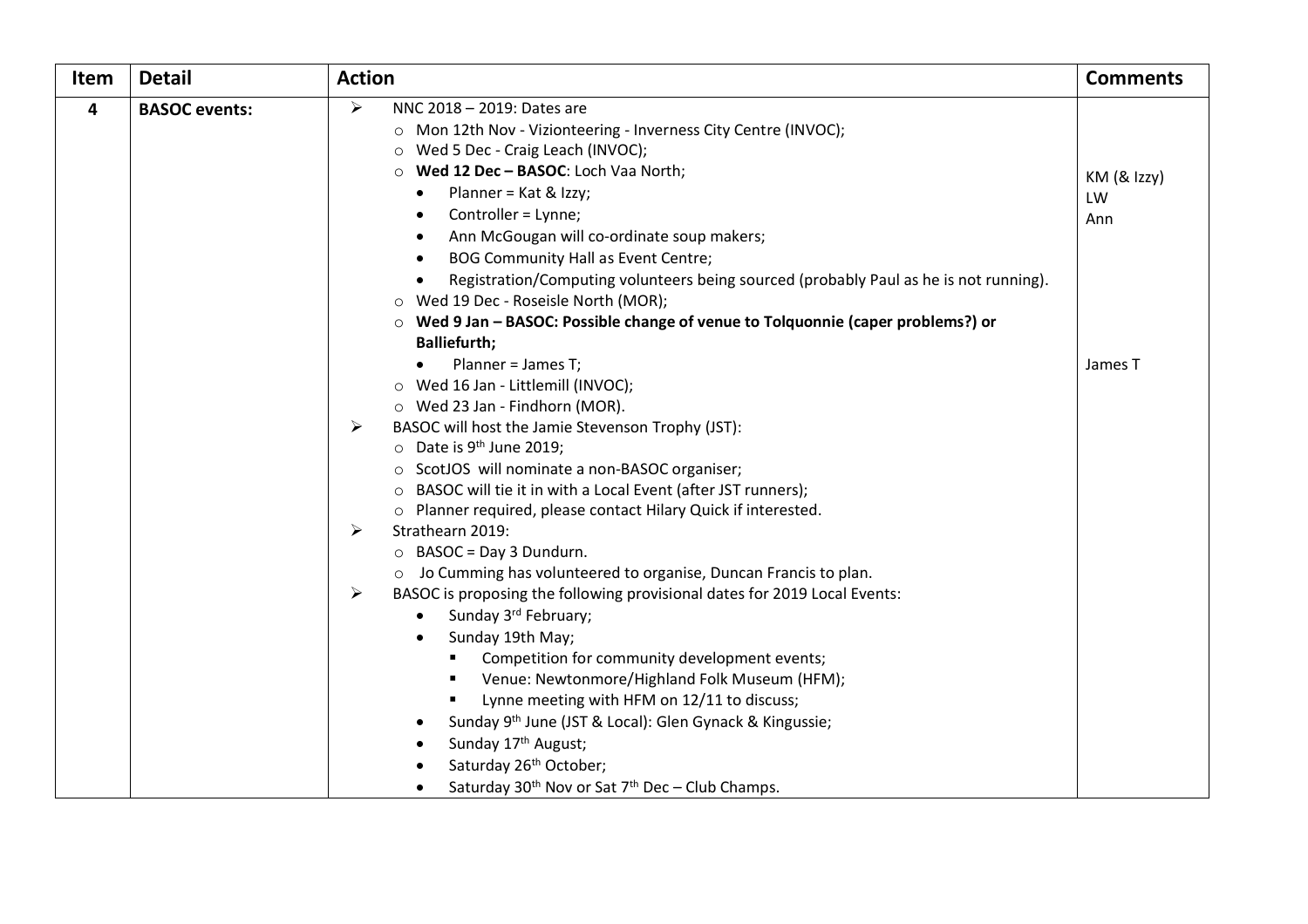| Item | Detail | Action | Comments |
|---|---|---|---|
| **4** | **BASOC events:** | ➢ NNC 2018 – 2019: Dates are<br>○ Mon 12th Nov - Vizionteering - Inverness City Centre (INVOC);<br>○ Wed 5 Dec - Craig Leach (INVOC);<br>○ **Wed 12 Dec – BASOC**: Loch Vaa North;<br>• Planner = Kat & Izzy;<br>• Controller = Lynne;<br>• Ann McGougan will co-ordinate soup makers;<br>• BOG Community Hall as Event Centre;<br>• Registration/Computing volunteers being sourced (probably Paul as he is not running).<br>○ Wed 19 Dec - Roseisle North (MOR);<br>○ **Wed 9 Jan – BASOC: Possible change of venue to Tolquonnie (caper problems?) or Balliefurth;**<br>• Planner = James T;<br>○ Wed 16 Jan - Littlemill (INVOC);<br>○ Wed 23 Jan - Findhorn (MOR).<br>➢ BASOC will host the Jamie Stevenson Trophy (JST):<br>○ Date is 9th June 2019;<br>○ ScotJOS will nominate a non-BASOC organiser;<br>○ BASOC will tie it in with a Local Event (after JST runners);<br>○ Planner required, please contact Hilary Quick if interested.<br>➢ Strathearn 2019:<br>○ BASOC = Day 3 Dundurn.<br>○ Jo Cumming has volunteered to organise, Duncan Francis to plan.<br>➢ BASOC is proposing the following provisional dates for 2019 Local Events:<br>• Sunday 3rd February;<br>• Sunday 19th May;<br>▪ Competition for community development events;<br>▪ Venue: Newtonmore/Highland Folk Museum (HFM);<br>▪ Lynne meeting with HFM on 12/11 to discuss;<br>• Sunday 9th June (JST & Local): Glen Gynack & Kingussie;<br>• Sunday 17th August;<br>• Saturday 26th October;<br>• Saturday 30th Nov or Sat 7th Dec – Club Champs. | KM (& Izzy)<br>LW<br>Ann<br><br>James T |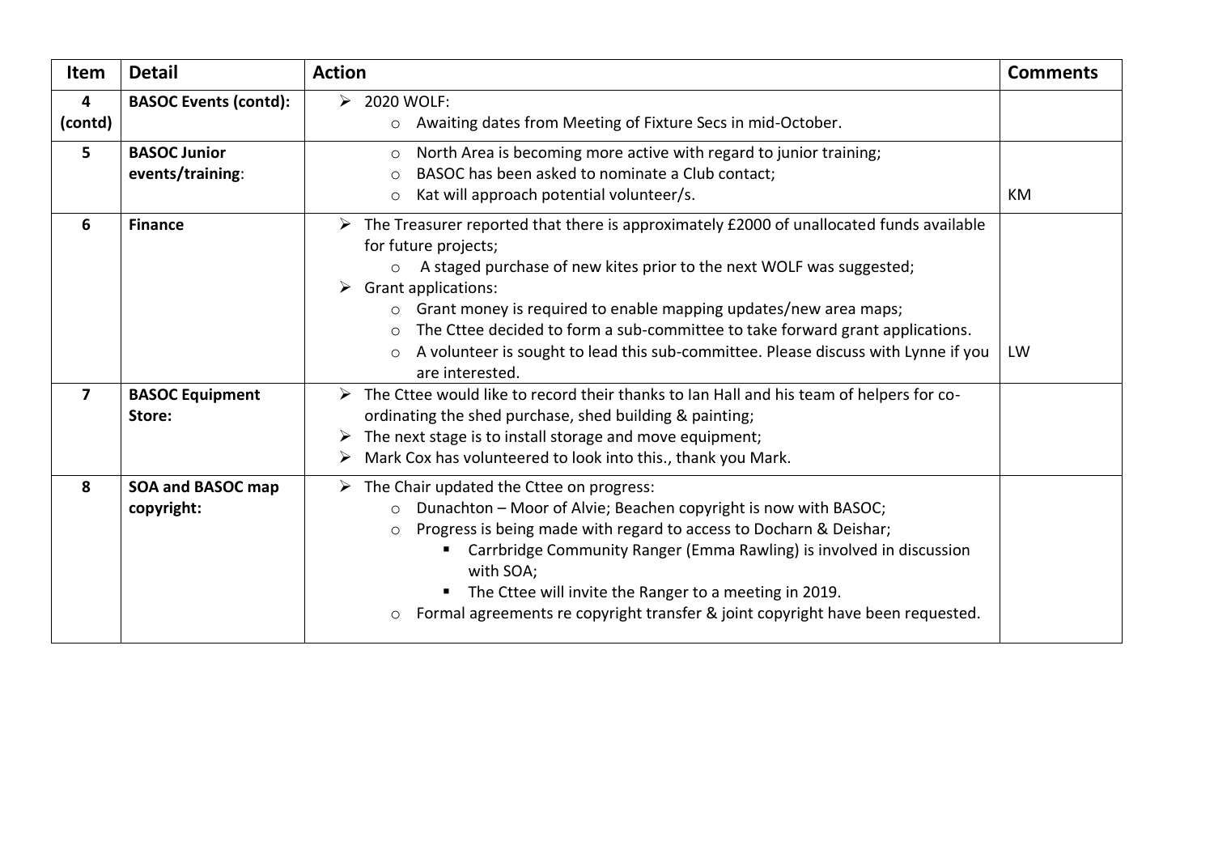| Item | Detail | Action | Comments |
|---|---|---|---|
| **4 (contd)** | **BASOC Events (contd):** | ➢ 2020 WOLF:<br>○ Awaiting dates from Meeting of Fixture Secs in mid-October. | |
| **5** | **BASOC Junior events/training**: | ○ North Area is becoming more active with regard to junior training;<br>○ BASOC has been asked to nominate a Club contact;<br>○ Kat will approach potential volunteer/s. | KM |
| **6** | **Finance** | ➢ The Treasurer reported that there is approximately £2000 of unallocated funds available for future projects;<br>○ A staged purchase of new kites prior to the next WOLF was suggested;<br>➢ Grant applications:<br>○ Grant money is required to enable mapping updates/new area maps;<br>○ The Cttee decided to form a sub-committee to take forward grant applications.<br>○ A volunteer is sought to lead this sub-committee. Please discuss with Lynne if you are interested. | LW |
| **7** | **BASOC Equipment Store:** | ➢ The Cttee would like to record their thanks to Ian Hall and his team of helpers for co-ordinating the shed purchase, shed building & painting;<br>➢ The next stage is to install storage and move equipment;<br>➢ Mark Cox has volunteered to look into this., thank you Mark. | |
| **8** | **SOA and BASOC map copyright:** | ➢ The Chair updated the Cttee on progress:<br>○ Dunachton – Moor of Alvie; Beachen copyright is now with BASOC;<br>○ Progress is being made with regard to access to Docharn & Deishar;<br>▪ Carrbridge Community Ranger (Emma Rawling) is involved in discussion with SOA;<br>▪ The Cttee will invite the Ranger to a meeting in 2019.<br>○ Formal agreements re copyright transfer & joint copyright have been requested. | |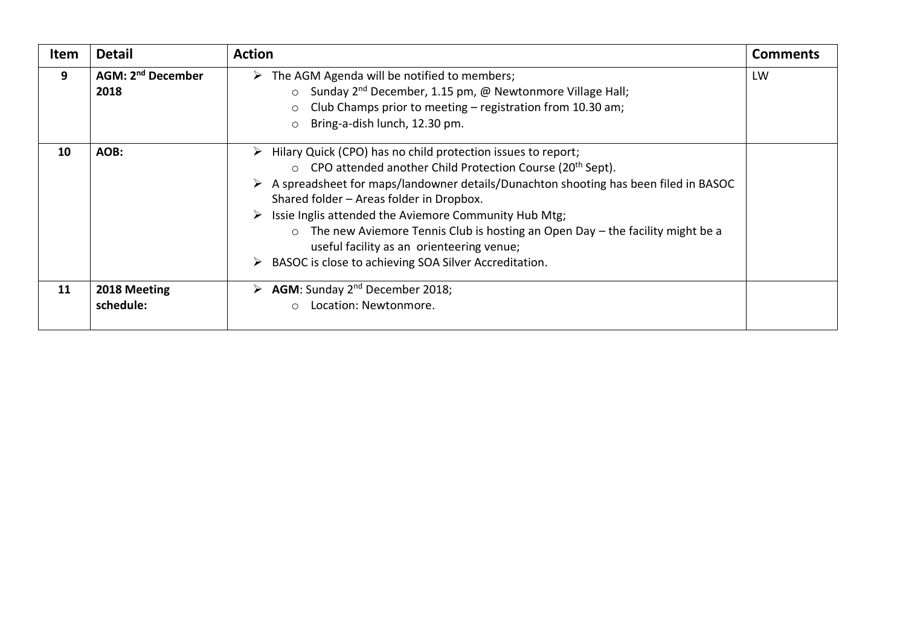| Item | Detail | Action | Comments |
|---|---|---|---|
| **9** | **AGM: 2nd December 2018** | ➢ The AGM Agenda will be notified to members;<br>○ Sunday 2nd December, 1.15 pm, @ Newtonmore Village Hall;<br>○ Club Champs prior to meeting – registration from 10.30 am;<br>○ Bring-a-dish lunch, 12.30 pm. | LW |
| **10** | **AOB:** | ➢ Hilary Quick (CPO) has no child protection issues to report;<br>○ CPO attended another Child Protection Course (20th Sept).<br>➢ A spreadsheet for maps/landowner details/Dunachton shooting has been filed in BASOC Shared folder – Areas folder in Dropbox.<br>➢ Issie Inglis attended the Aviemore Community Hub Mtg;<br>○ The new Aviemore Tennis Club is hosting an Open Day – the facility might be a useful facility as an orienteering venue;<br>➢ BASOC is close to achieving SOA Silver Accreditation. | |
| **11** | **2018 Meeting schedule:** | ➢ **AGM**: Sunday 2nd December 2018;<br>○ Location: Newtonmore. | |